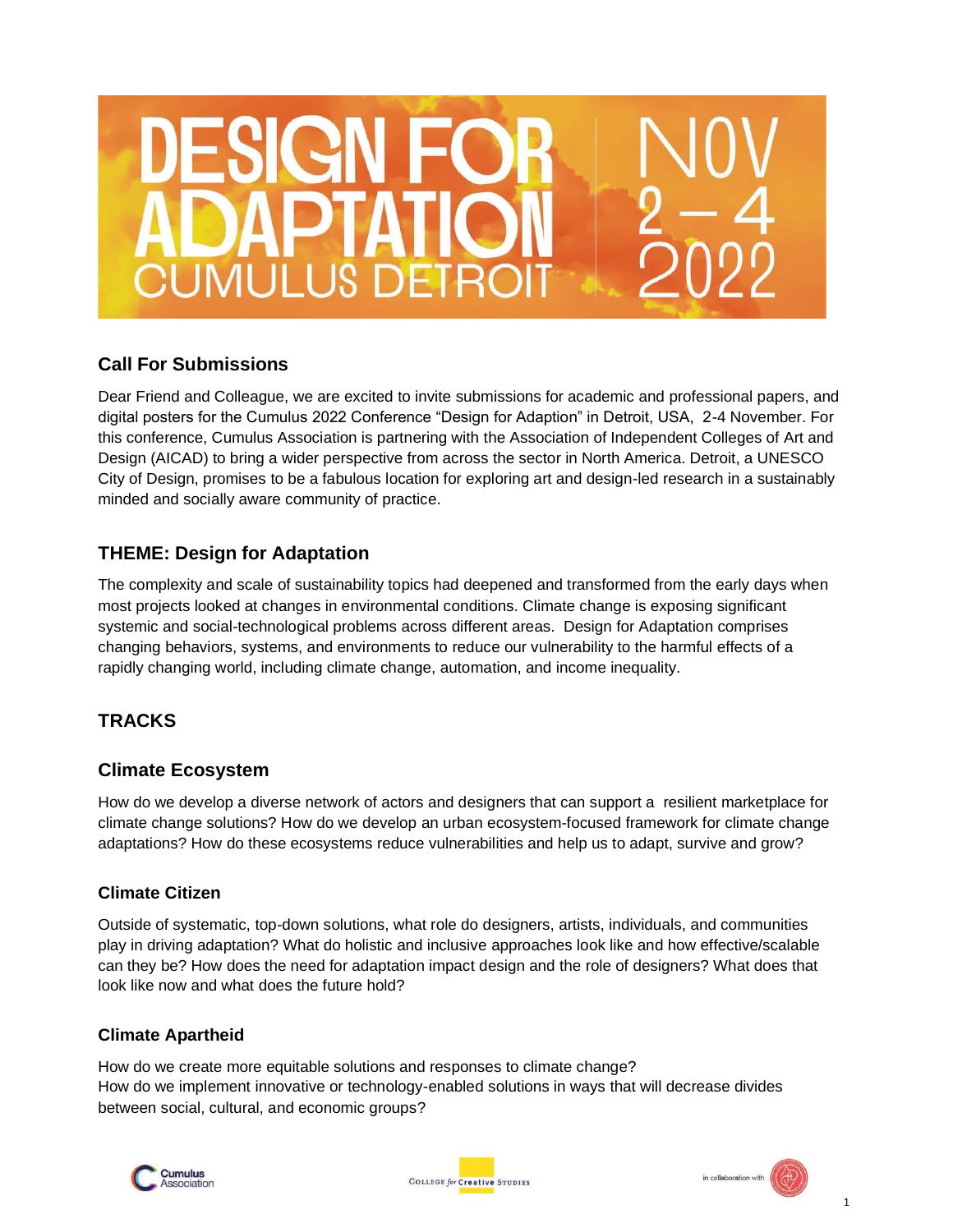DESIGN FOR ADAPTATION
CUMULUS DETROIT
NOV 2 – 4 2022

## Call For Submissions

Dear Friend and Colleague, we are excited to invite submissions for academic and professional papers, and digital posters for the Cumulus 2022 Conference "Design for Adaption" in Detroit, USA, 2-4 November. For this conference, Cumulus Association is partnering with the Association of Independent Colleges of Art and Design (AICAD) to bring a wider perspective from across the sector in North America. Detroit, a UNESCO City of Design, promises to be a fabulous location for exploring art and design-led research in a sustainably minded and socially aware community of practice.

## THEME: Design for Adaptation

The complexity and scale of sustainability topics had deepened and transformed from the early days when most projects looked at changes in environmental conditions. Climate change is exposing significant systemic and social-technological problems across different areas. Design for Adaptation comprises changing behaviors, systems, and environments to reduce our vulnerability to the harmful effects of a rapidly changing world, including climate change, automation, and income inequality.

## TRACKS

## Climate Ecosystem

How do we develop a diverse network of actors and designers that can support a resilient marketplace for climate change solutions? How do we develop an urban ecosystem-focused framework for climate change adaptations? How do these ecosystems reduce vulnerabilities and help us to adapt, survive and grow?

### Climate Citizen

Outside of systematic, top-down solutions, what role do designers, artists, individuals, and communities play in driving adaptation? What do holistic and inclusive approaches look like and how effective/scalable can they be? How does the need for adaptation impact design and the role of designers? What does that look like now and what does the future hold?

### Climate Apartheid

How do we create more equitable solutions and responses to climate change?
How do we implement innovative or technology-enabled solutions in ways that will decrease divides between social, cultural, and economic groups?

Cumulus Association | College for Creative Studies | in collaboration with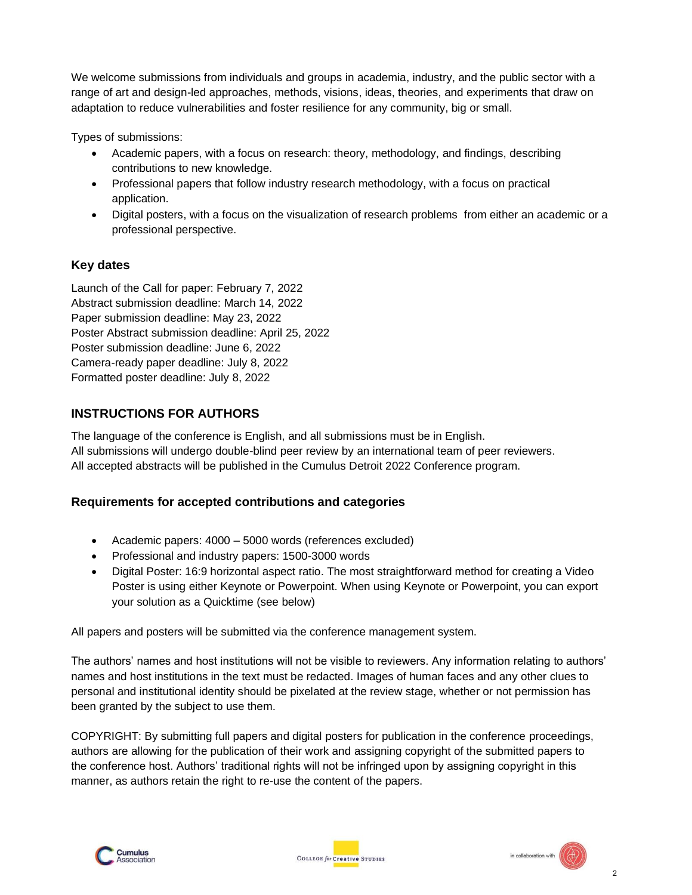We welcome submissions from individuals and groups in academia, industry, and the public sector with a range of art and design-led approaches, methods, visions, ideas, theories, and experiments that draw on adaptation to reduce vulnerabilities and foster resilience for any community, big or small.

Types of submissions:

- Academic papers, with a focus on research: theory, methodology, and findings, describing contributions to new knowledge.
- Professional papers that follow industry research methodology, with a focus on practical application.
- Digital posters, with a focus on the visualization of research problems from either an academic or a professional perspective.

### Key dates

Launch of the Call for paper: February 7, 2022
Abstract submission deadline: March 14, 2022
Paper submission deadline: May 23, 2022
Poster Abstract submission deadline: April 25, 2022
Poster submission deadline: June 6, 2022
Camera-ready paper deadline: July 8, 2022
Formatted poster deadline: July 8, 2022

## INSTRUCTIONS FOR AUTHORS

The language of the conference is English, and all submissions must be in English.
All submissions will undergo double-blind peer review by an international team of peer reviewers.
All accepted abstracts will be published in the Cumulus Detroit 2022 Conference program.

### Requirements for accepted contributions and categories

- Academic papers: 4000 – 5000 words (references excluded)
- Professional and industry papers: 1500-3000 words
- Digital Poster: 16:9 horizontal aspect ratio. The most straightforward method for creating a Video Poster is using either Keynote or Powerpoint. When using Keynote or Powerpoint, you can export your solution as a Quicktime (see below)

All papers and posters will be submitted via the conference management system.

The authors' names and host institutions will not be visible to reviewers. Any information relating to authors' names and host institutions in the text must be redacted. Images of human faces and any other clues to personal and institutional identity should be pixelated at the review stage, whether or not permission has been granted by the subject to use them.

COPYRIGHT: By submitting full papers and digital posters for publication in the conference proceedings, authors are allowing for the publication of their work and assigning copyright of the submitted papers to the conference host. Authors' traditional rights will not be infringed upon by assigning copyright in this manner, as authors retain the right to re-use the content of the papers.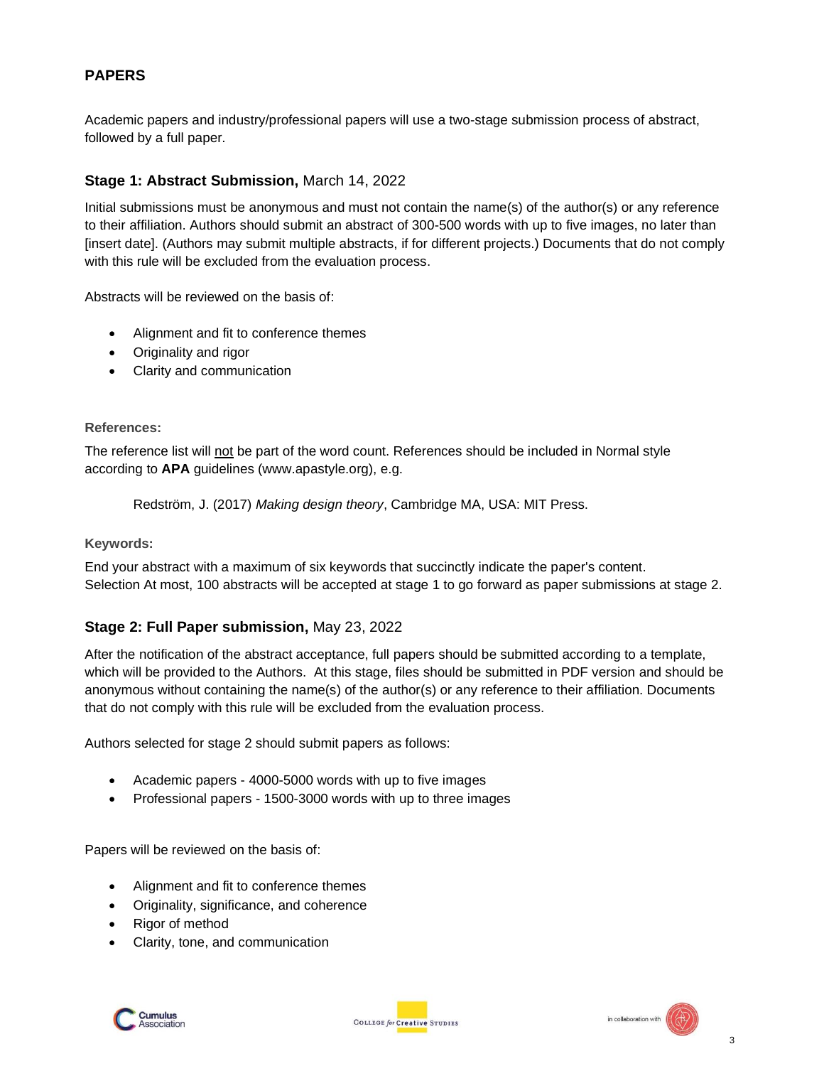## PAPERS

Academic papers and industry/professional papers will use a two-stage submission process of abstract, followed by a full paper.

### **Stage 1: Abstract Submission,** March 14, 2022

Initial submissions must be anonymous and must not contain the name(s) of the author(s) or any reference to their affiliation. Authors should submit an abstract of 300-500 words with up to five images, no later than [insert date]. (Authors may submit multiple abstracts, if for different projects.) Documents that do not comply with this rule will be excluded from the evaluation process.

Abstracts will be reviewed on the basis of:

- Alignment and fit to conference themes
- Originality and rigor
- Clarity and communication

**References:**

The reference list will not be part of the word count. References should be included in Normal style according to **APA** guidelines (www.apastyle.org), e.g.

> Redström, J. (2017) *Making design theory*, Cambridge MA, USA: MIT Press.

**Keywords:**

End your abstract with a maximum of six keywords that succinctly indicate the paper's content.
Selection At most, 100 abstracts will be accepted at stage 1 to go forward as paper submissions at stage 2.

### **Stage 2: Full Paper submission,** May 23, 2022

After the notification of the abstract acceptance, full papers should be submitted according to a template, which will be provided to the Authors. At this stage, files should be submitted in PDF version and should be anonymous without containing the name(s) of the author(s) or any reference to their affiliation. Documents that do not comply with this rule will be excluded from the evaluation process.

Authors selected for stage 2 should submit papers as follows:

- Academic papers - 4000-5000 words with up to five images
- Professional papers - 1500-3000 words with up to three images

Papers will be reviewed on the basis of:

- Alignment and fit to conference themes
- Originality, significance, and coherence
- Rigor of method
- Clarity, tone, and communication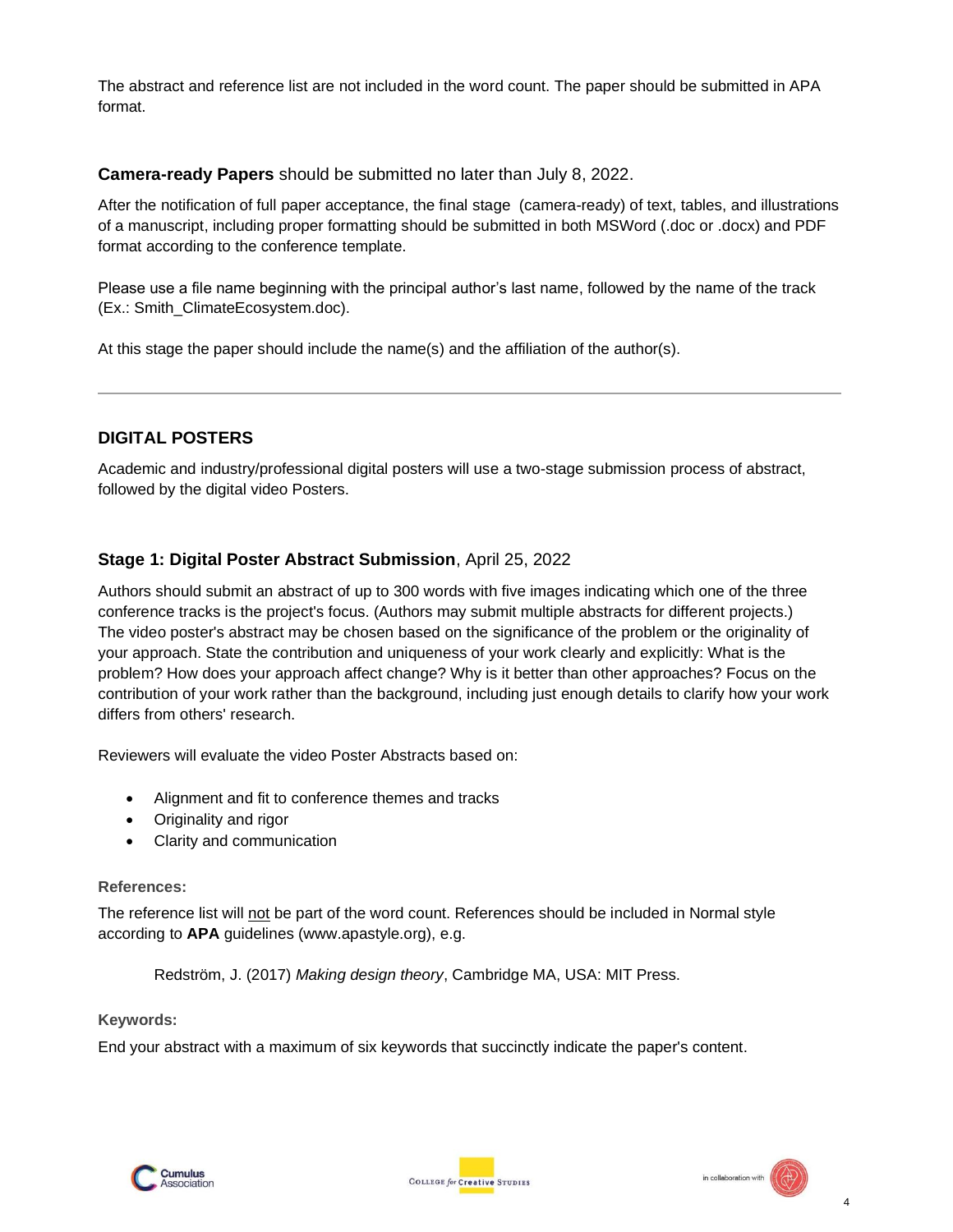The abstract and reference list are not included in the word count. The paper should be submitted in APA format.

**Camera-ready Papers** should be submitted no later than July 8, 2022.

After the notification of full paper acceptance, the final stage (camera-ready) of text, tables, and illustrations of a manuscript, including proper formatting should be submitted in both MSWord (.doc or .docx) and PDF format according to the conference template.

Please use a file name beginning with the principal author's last name, followed by the name of the track (Ex.: Smith_ClimateEcosystem.doc).

At this stage the paper should include the name(s) and the affiliation of the author(s).

---

## DIGITAL POSTERS

Academic and industry/professional digital posters will use a two-stage submission process of abstract, followed by the digital video Posters.

### **Stage 1: Digital Poster Abstract Submission**, April 25, 2022

Authors should submit an abstract of up to 300 words with five images indicating which one of the three conference tracks is the project's focus. (Authors may submit multiple abstracts for different projects.) The video poster's abstract may be chosen based on the significance of the problem or the originality of your approach. State the contribution and uniqueness of your work clearly and explicitly: What is the problem? How does your approach affect change? Why is it better than other approaches? Focus on the contribution of your work rather than the background, including just enough details to clarify how your work differs from others' research.

Reviewers will evaluate the video Poster Abstracts based on:

- Alignment and fit to conference themes and tracks
- Originality and rigor
- Clarity and communication

**References:**

The reference list will not be part of the word count. References should be included in Normal style according to **APA** guidelines (www.apastyle.org), e.g.

Redström, J. (2017) *Making design theory*, Cambridge MA, USA: MIT Press.

**Keywords:**

End your abstract with a maximum of six keywords that succinctly indicate the paper's content.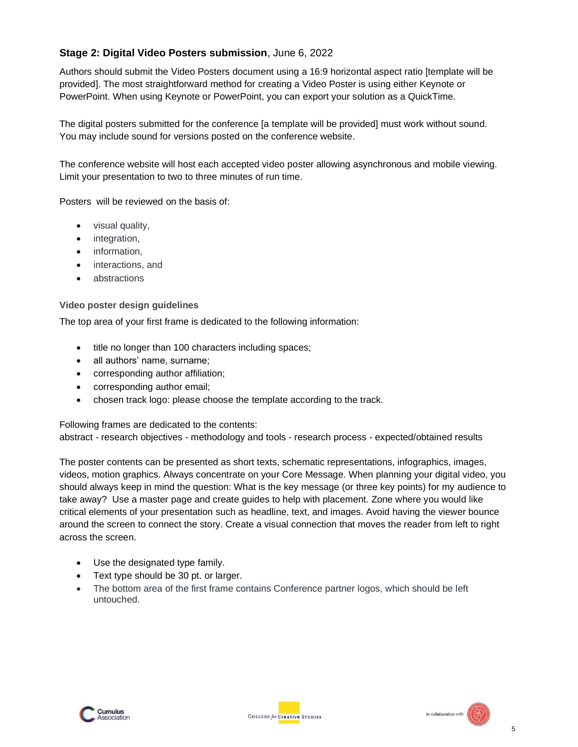### **Stage 2: Digital Video Posters submission**, June 6, 2022

Authors should submit the Video Posters document using a 16:9 horizontal aspect ratio [template will be provided]. The most straightforward method for creating a Video Poster is using either Keynote or PowerPoint. When using Keynote or PowerPoint, you can export your solution as a QuickTime.

The digital posters submitted for the conference [a template will be provided] must work without sound. You may include sound for versions posted on the conference website.

The conference website will host each accepted video poster allowing asynchronous and mobile viewing. Limit your presentation to two to three minutes of run time.

Posters will be reviewed on the basis of:

- visual quality,
- integration,
- information,
- interactions, and
- abstractions

#### Video poster design guidelines

The top area of your first frame is dedicated to the following information:

- title no longer than 100 characters including spaces;
- all authors' name, surname;
- corresponding author affiliation;
- corresponding author email;
- chosen track logo: please choose the template according to the track.

Following frames are dedicated to the contents:
abstract - research objectives - methodology and tools - research process - expected/obtained results

The poster contents can be presented as short texts, schematic representations, infographics, images, videos, motion graphics. Always concentrate on your Core Message. When planning your digital video, you should always keep in mind the question: What is the key message (or three key points) for my audience to take away? Use a master page and create guides to help with placement. Zone where you would like critical elements of your presentation such as headline, text, and images. Avoid having the viewer bounce around the screen to connect the story. Create a visual connection that moves the reader from left to right across the screen.

- Use the designated type family.
- Text type should be 30 pt. or larger.
- The bottom area of the first frame contains Conference partner logos, which should be left untouched.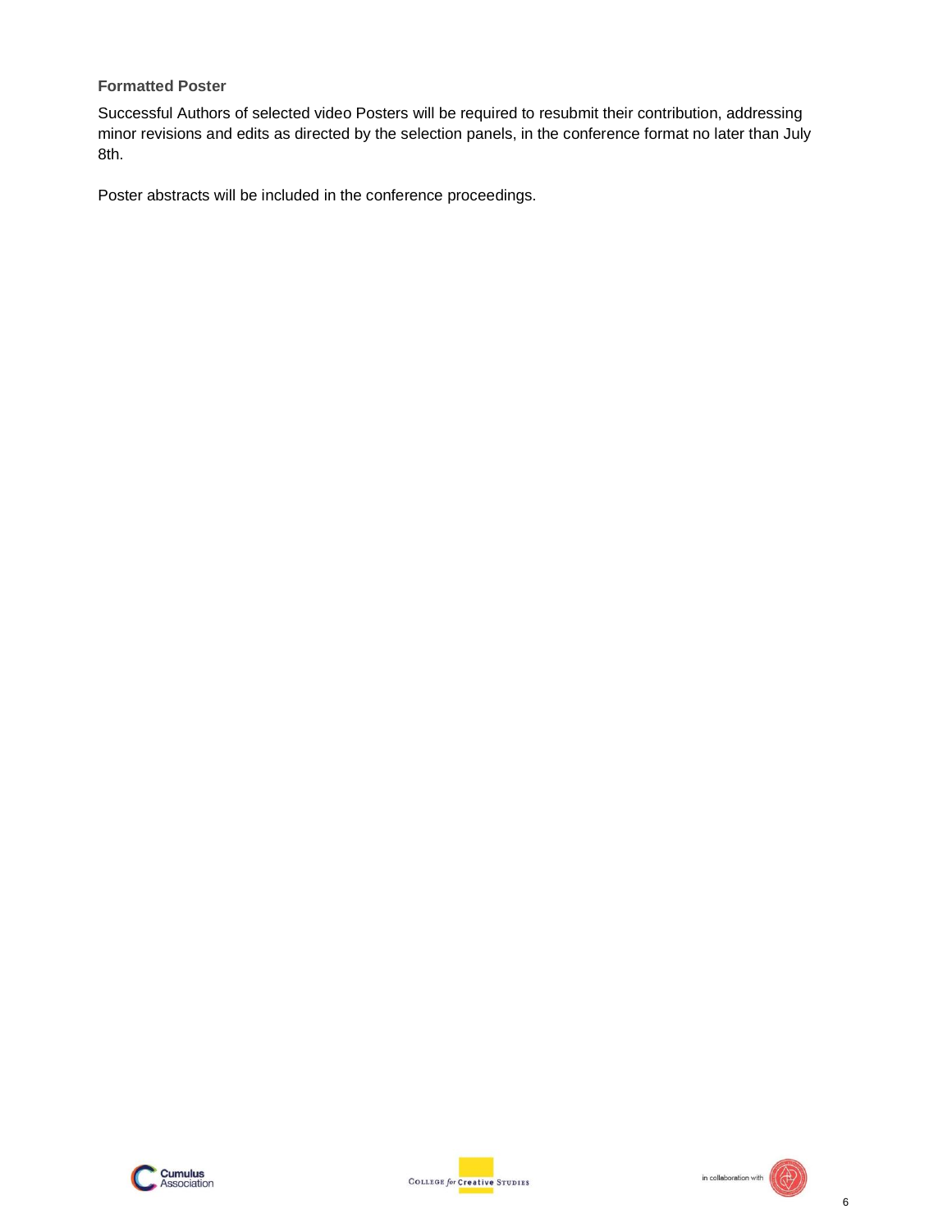### Formatted Poster

Successful Authors of selected video Posters will be required to resubmit their contribution, addressing minor revisions and edits as directed by the selection panels, in the conference format no later than July 8th.

Poster abstracts will be included in the conference proceedings.